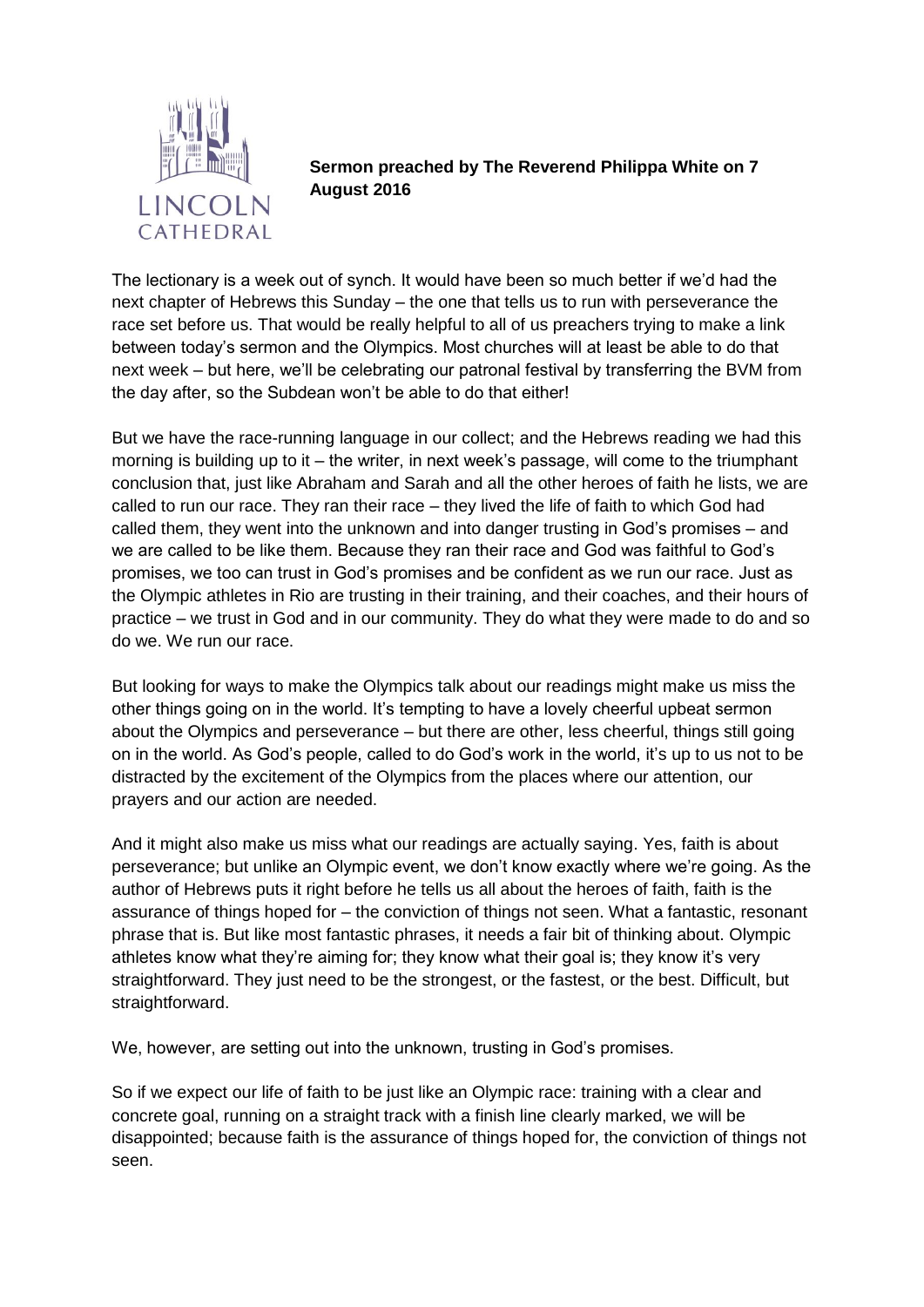LINCOLN CATHEDRAL

**Sermon preached by The Reverend Philippa White on 7 August 2016**

The lectionary is a week out of synch. It would have been so much better if we'd had the next chapter of Hebrews this Sunday – the one that tells us to run with perseverance the race set before us. That would be really helpful to all of us preachers trying to make a link between today's sermon and the Olympics. Most churches will at least be able to do that next week – but here, we'll be celebrating our patronal festival by transferring the BVM from the day after, so the Subdean won't be able to do that either!

But we have the race-running language in our collect; and the Hebrews reading we had this morning is building up to it – the writer, in next week's passage, will come to the triumphant conclusion that, just like Abraham and Sarah and all the other heroes of faith he lists, we are called to run our race. They ran their race – they lived the life of faith to which God had called them, they went into the unknown and into danger trusting in God's promises – and we are called to be like them. Because they ran their race and God was faithful to God's promises, we too can trust in God's promises and be confident as we run our race. Just as the Olympic athletes in Rio are trusting in their training, and their coaches, and their hours of practice – we trust in God and in our community. They do what they were made to do and so do we. We run our race.

But looking for ways to make the Olympics talk about our readings might make us miss the other things going on in the world. It's tempting to have a lovely cheerful upbeat sermon about the Olympics and perseverance – but there are other, less cheerful, things still going on in the world. As God's people, called to do God's work in the world, it's up to us not to be distracted by the excitement of the Olympics from the places where our attention, our prayers and our action are needed.

And it might also make us miss what our readings are actually saying. Yes, faith is about perseverance; but unlike an Olympic event, we don't know exactly where we're going. As the author of Hebrews puts it right before he tells us all about the heroes of faith, faith is the assurance of things hoped for – the conviction of things not seen. What a fantastic, resonant phrase that is. But like most fantastic phrases, it needs a fair bit of thinking about. Olympic athletes know what they're aiming for; they know what their goal is; they know it's very straightforward. They just need to be the strongest, or the fastest, or the best. Difficult, but straightforward.

We, however, are setting out into the unknown, trusting in God's promises.

So if we expect our life of faith to be just like an Olympic race: training with a clear and concrete goal, running on a straight track with a finish line clearly marked, we will be disappointed; because faith is the assurance of things hoped for, the conviction of things not seen.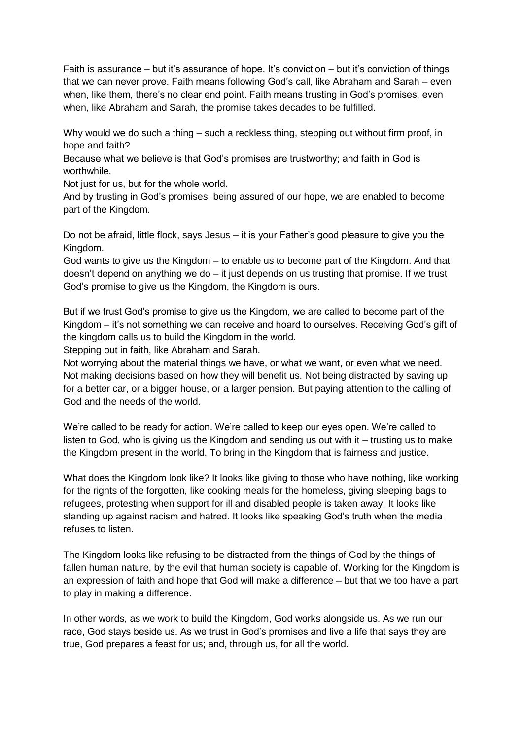Faith is assurance – but it's assurance of hope. It's conviction – but it's conviction of things that we can never prove. Faith means following God's call, like Abraham and Sarah – even when, like them, there's no clear end point. Faith means trusting in God's promises, even when, like Abraham and Sarah, the promise takes decades to be fulfilled.

Why would we do such a thing – such a reckless thing, stepping out without firm proof, in hope and faith?
Because what we believe is that God's promises are trustworthy; and faith in God is worthwhile.
Not just for us, but for the whole world.
And by trusting in God's promises, being assured of our hope, we are enabled to become part of the Kingdom.

Do not be afraid, little flock, says Jesus – it is your Father's good pleasure to give you the Kingdom.
God wants to give us the Kingdom – to enable us to become part of the Kingdom. And that doesn't depend on anything we do – it just depends on us trusting that promise. If we trust God's promise to give us the Kingdom, the Kingdom is ours.

But if we trust God's promise to give us the Kingdom, we are called to become part of the Kingdom – it's not something we can receive and hoard to ourselves. Receiving God's gift of the kingdom calls us to build the Kingdom in the world.
Stepping out in faith, like Abraham and Sarah.
Not worrying about the material things we have, or what we want, or even what we need. Not making decisions based on how they will benefit us. Not being distracted by saving up for a better car, or a bigger house, or a larger pension. But paying attention to the calling of God and the needs of the world.

We're called to be ready for action. We're called to keep our eyes open. We're called to listen to God, who is giving us the Kingdom and sending us out with it – trusting us to make the Kingdom present in the world. To bring in the Kingdom that is fairness and justice.

What does the Kingdom look like? It looks like giving to those who have nothing, like working for the rights of the forgotten, like cooking meals for the homeless, giving sleeping bags to refugees, protesting when support for ill and disabled people is taken away. It looks like standing up against racism and hatred. It looks like speaking God's truth when the media refuses to listen.

The Kingdom looks like refusing to be distracted from the things of God by the things of fallen human nature, by the evil that human society is capable of. Working for the Kingdom is an expression of faith and hope that God will make a difference – but that we too have a part to play in making a difference.

In other words, as we work to build the Kingdom, God works alongside us. As we run our race, God stays beside us. As we trust in God's promises and live a life that says they are true, God prepares a feast for us; and, through us, for all the world.